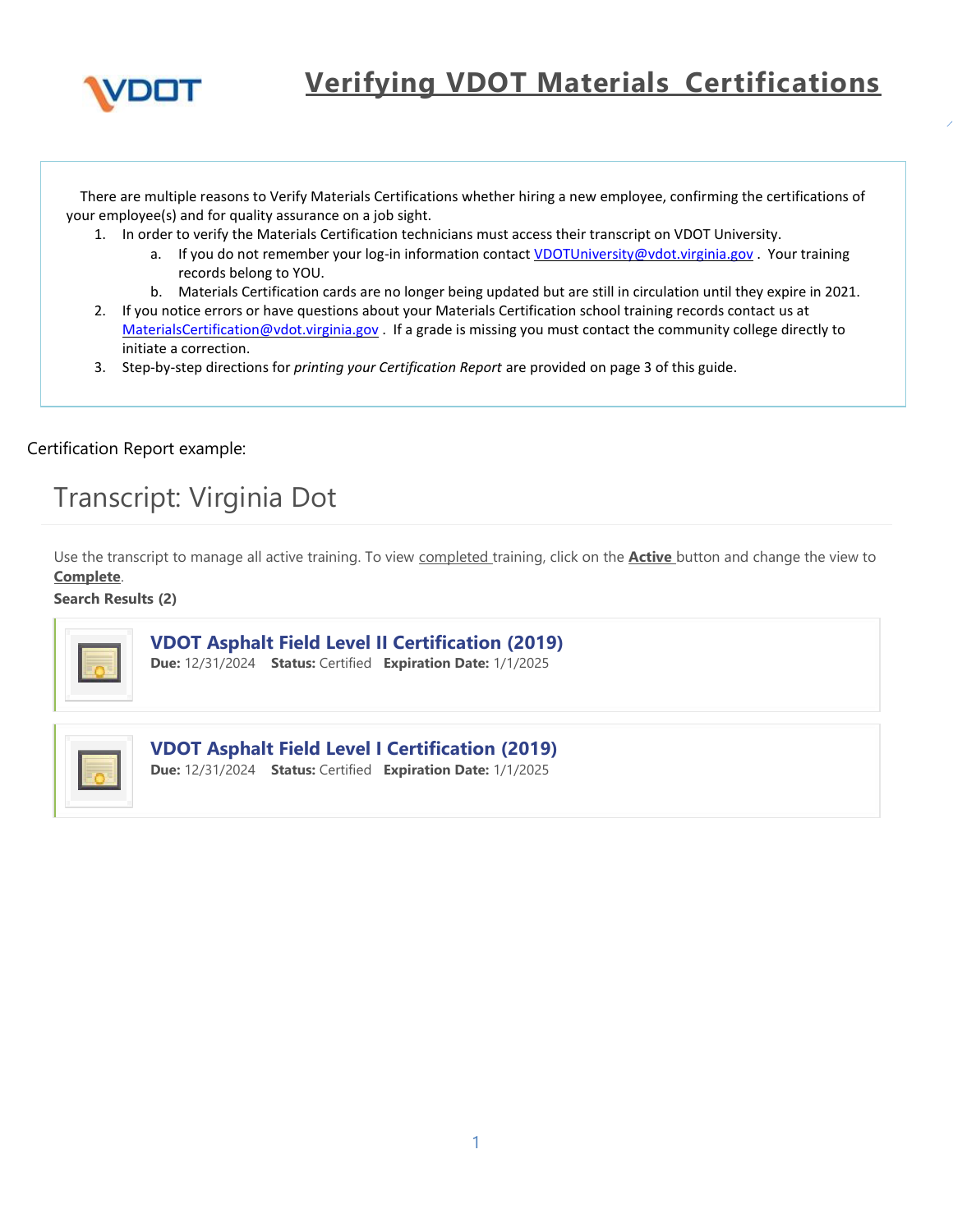# Verifying VDOT Materials Certifications

There are multiple reasons to Verify Materials Certifications whether hiring a new employee, confirming the certifications of your employee(s) and for quality assurance on a job sight.

1. In order to verify the Materials Certification technicians must access their transcript on VDOT University.
   a. If you do not remember your log-in information contact VDOTUniversity@vdot.virginia.gov . Your training records belong to YOU.
   b. Materials Certification cards are no longer being updated but are still in circulation until they expire in 2021.
2. If you notice errors or have questions about your Materials Certification school training records contact us at MaterialsCertification@vdot.virginia.gov . If a grade is missing you must contact the community college directly to initiate a correction.
3. Step-by-step directions for *printing your Certification Report* are provided on page 3 of this guide.

Certification Report example:

## Transcript: Virginia Dot

Use the transcript to manage all active training. To view completed training, click on the **Active** button and change the view to **Complete**.

**Search Results (2)**

**VDOT Asphalt Field Level II Certification (2019)**
**Due:** 12/31/2024 **Status:** Certified **Expiration Date:** 1/1/2025

**VDOT Asphalt Field Level I Certification (2019)**
**Due:** 12/31/2024 **Status:** Certified **Expiration Date:** 1/1/2025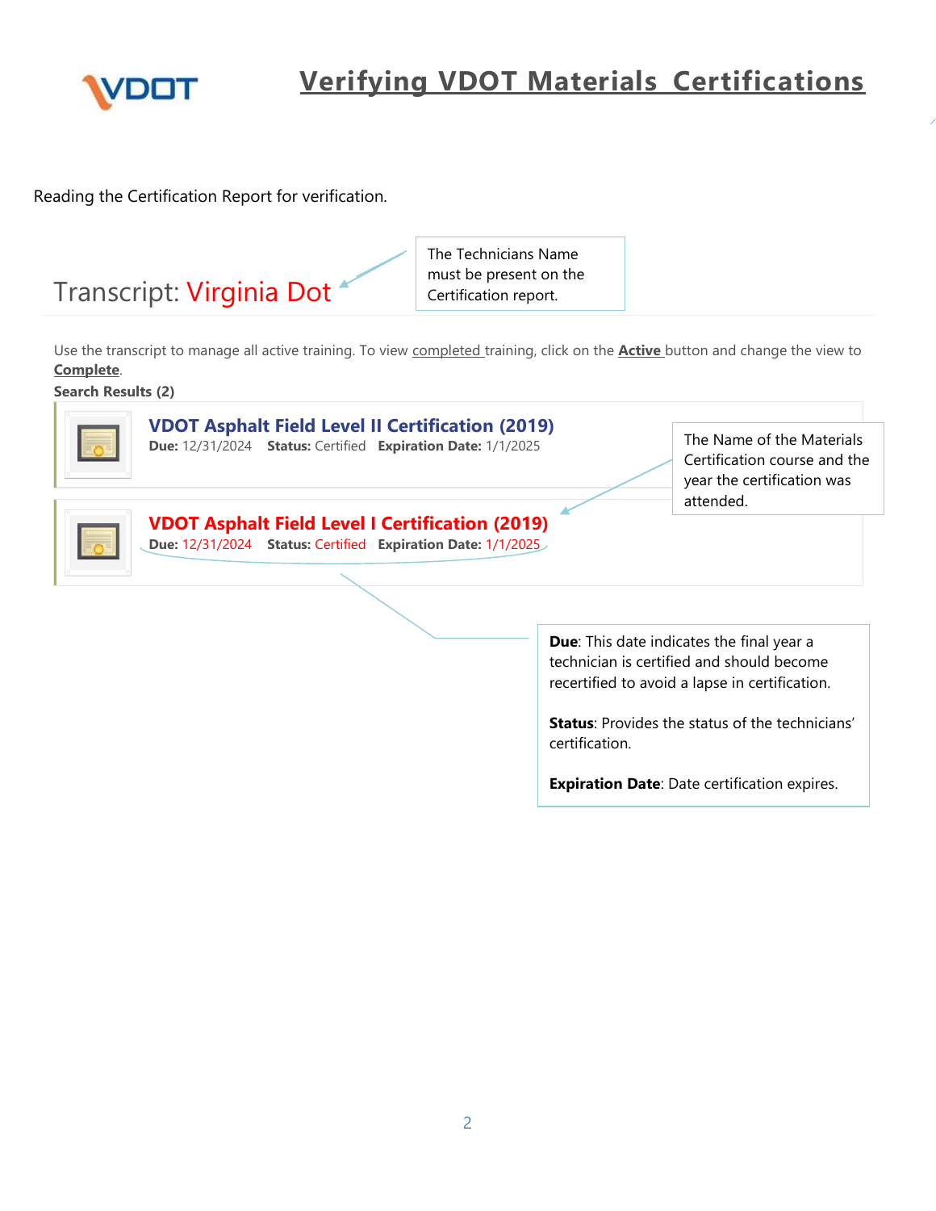# Verifying VDOT Materials Certifications

Reading the Certification Report for verification.

Transcript: Virginia Dot

The Technicians Name must be present on the Certification report.

Use the transcript to manage all active training. To view completed training, click on the **Active** button and change the view to **Complete**.

**Search Results (2)**

**VDOT Asphalt Field Level II Certification (2019)**
**Due:** 12/31/2024 **Status:** Certified **Expiration Date:** 1/1/2025

**VDOT Asphalt Field Level I Certification (2019)**
**Due:** 12/31/2024 **Status:** Certified **Expiration Date:** 1/1/2025

The Name of the Materials Certification course and the year the certification was attended.

**Due**: This date indicates the final year a technician is certified and should become recertified to avoid a lapse in certification.

**Status**: Provides the status of the technicians' certification.

**Expiration Date**: Date certification expires.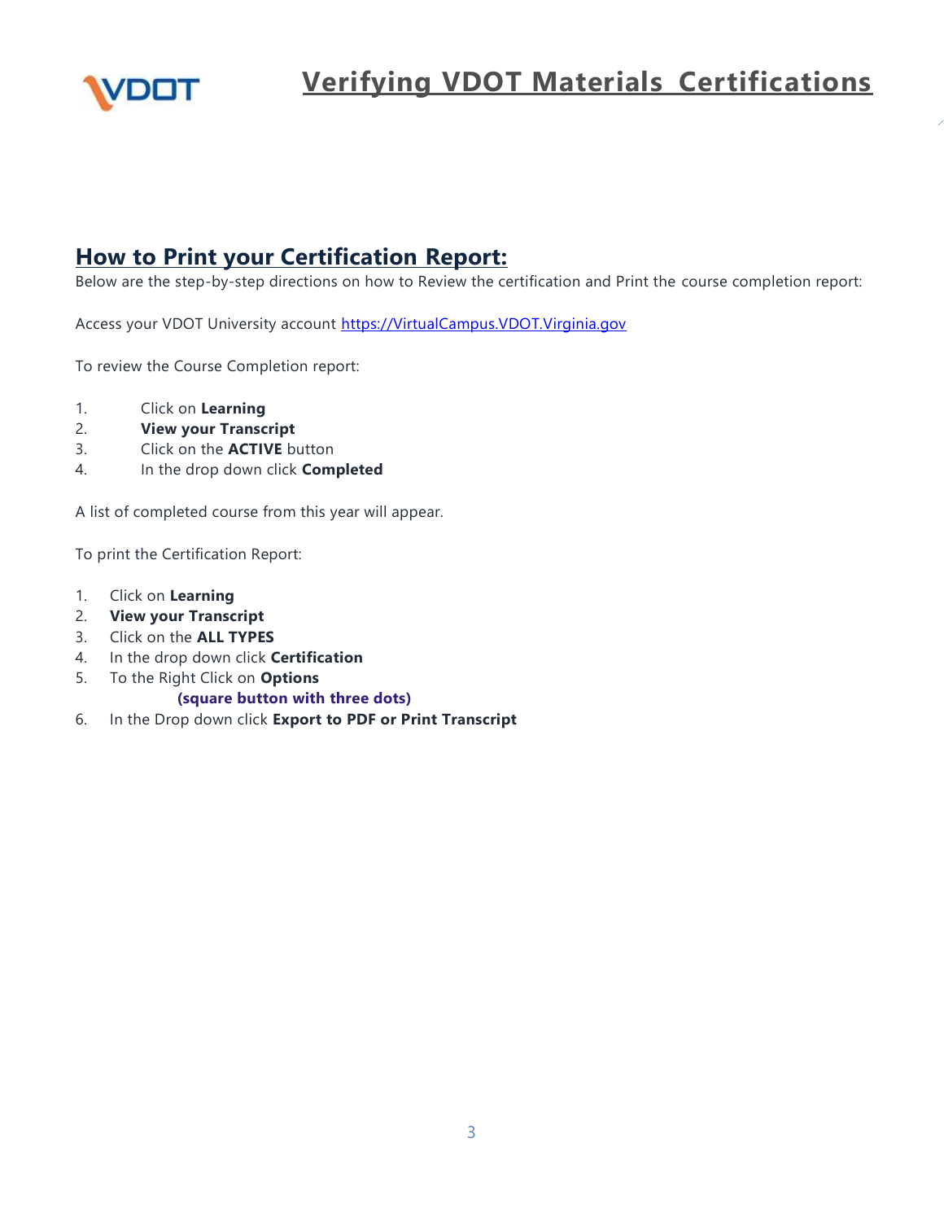# Verifying VDOT Materials Certifications

## How to Print your Certification Report:

Below are the step-by-step directions on how to Review the certification and Print the course completion report:

Access your VDOT University account https://VirtualCampus.VDOT.Virginia.gov

To review the Course Completion report:

1. Click on **Learning**
2. **View your Transcript**
3. Click on the **ACTIVE** button
4. In the drop down click **Completed**

A list of completed course from this year will appear.

To print the Certification Report:

1. Click on **Learning**
2. **View your Transcript**
3. Click on the **ALL TYPES**
4. In the drop down click **Certification**
5. To the Right Click on **Options**
   **(square button with three dots)**
6. In the Drop down click **Export to PDF or Print Transcript**